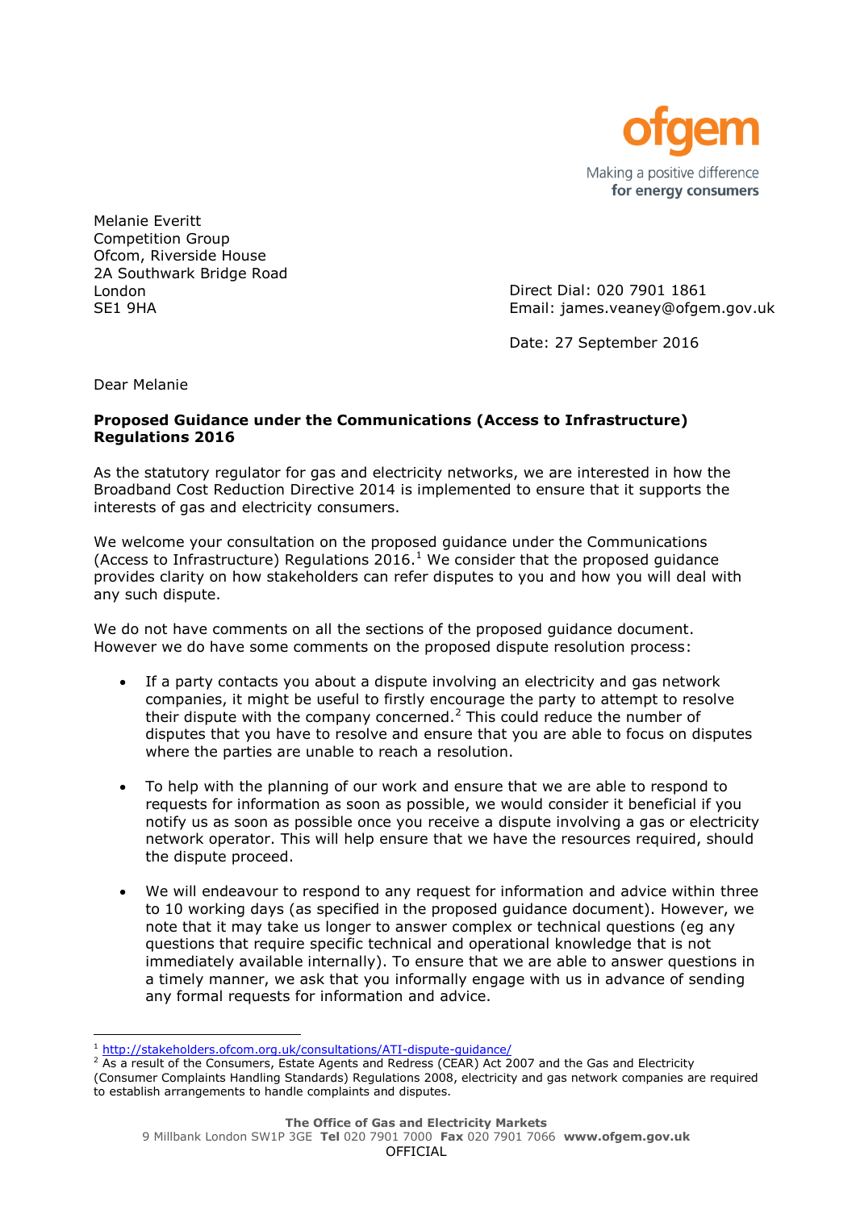ofgem

Making a positive difference
**for energy consumers**

Melanie Everitt
Competition Group
Ofcom, Riverside House
2A Southwark Bridge Road
London
SE1 9HA

Direct Dial: 020 7901 1861
Email: james.veaney@ofgem.gov.uk

Date: 27 September 2016

Dear Melanie

**Proposed Guidance under the Communications (Access to Infrastructure) Regulations 2016**

As the statutory regulator for gas and electricity networks, we are interested in how the Broadband Cost Reduction Directive 2014 is implemented to ensure that it supports the interests of gas and electricity consumers.

We welcome your consultation on the proposed guidance under the Communications (Access to Infrastructure) Regulations 2016.[1] We consider that the proposed guidance provides clarity on how stakeholders can refer disputes to you and how you will deal with any such dispute.

We do not have comments on all the sections of the proposed guidance document. However we do have some comments on the proposed dispute resolution process:

- If a party contacts you about a dispute involving an electricity and gas network companies, it might be useful to firstly encourage the party to attempt to resolve their dispute with the company concerned.[2] This could reduce the number of disputes that you have to resolve and ensure that you are able to focus on disputes where the parties are unable to reach a resolution.

- To help with the planning of our work and ensure that we are able to respond to requests for information as soon as possible, we would consider it beneficial if you notify us as soon as possible once you receive a dispute involving a gas or electricity network operator. This will help ensure that we have the resources required, should the dispute proceed.

- We will endeavour to respond to any request for information and advice within three to 10 working days (as specified in the proposed guidance document). However, we note that it may take us longer to answer complex or technical questions (eg any questions that require specific technical and operational knowledge that is not immediately available internally). To ensure that we are able to answer questions in a timely manner, we ask that you informally engage with us in advance of sending any formal requests for information and advice.

---

[1] http://stakeholders.ofcom.org.uk/consultations/ATI-dispute-guidance/

[2] As a result of the Consumers, Estate Agents and Redress (CEAR) Act 2007 and the Gas and Electricity (Consumer Complaints Handling Standards) Regulations 2008, electricity and gas network companies are required to establish arrangements to handle complaints and disputes.

**The Office of Gas and Electricity Markets**
9 Millbank London SW1P 3GE **Tel** 020 7901 7000 **Fax** 020 7901 7066 **www.ofgem.gov.uk**
OFFICIAL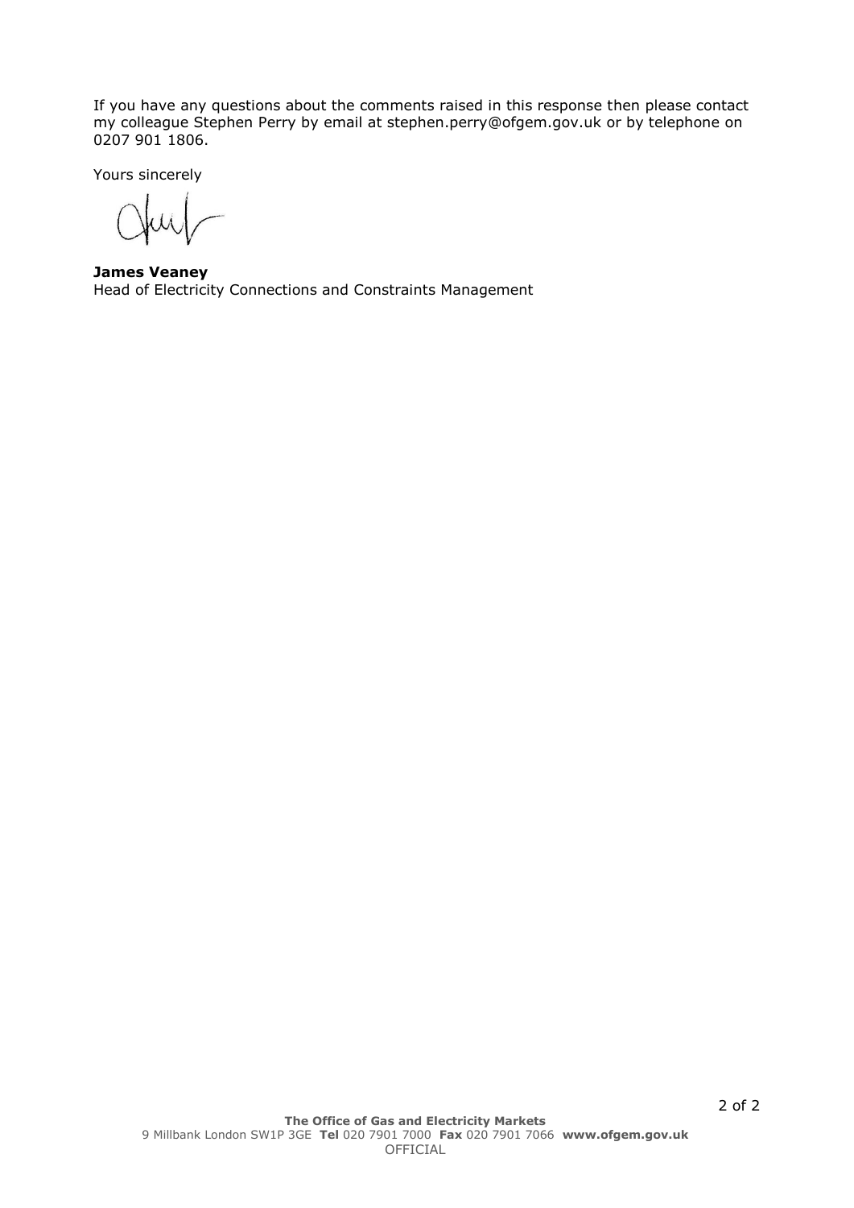If you have any questions about the comments raised in this response then please contact my colleague Stephen Perry by email at stephen.perry@ofgem.gov.uk or by telephone on 0207 901 1806.

Yours sincerely

**James Veaney**
Head of Electricity Connections and Constraints Management